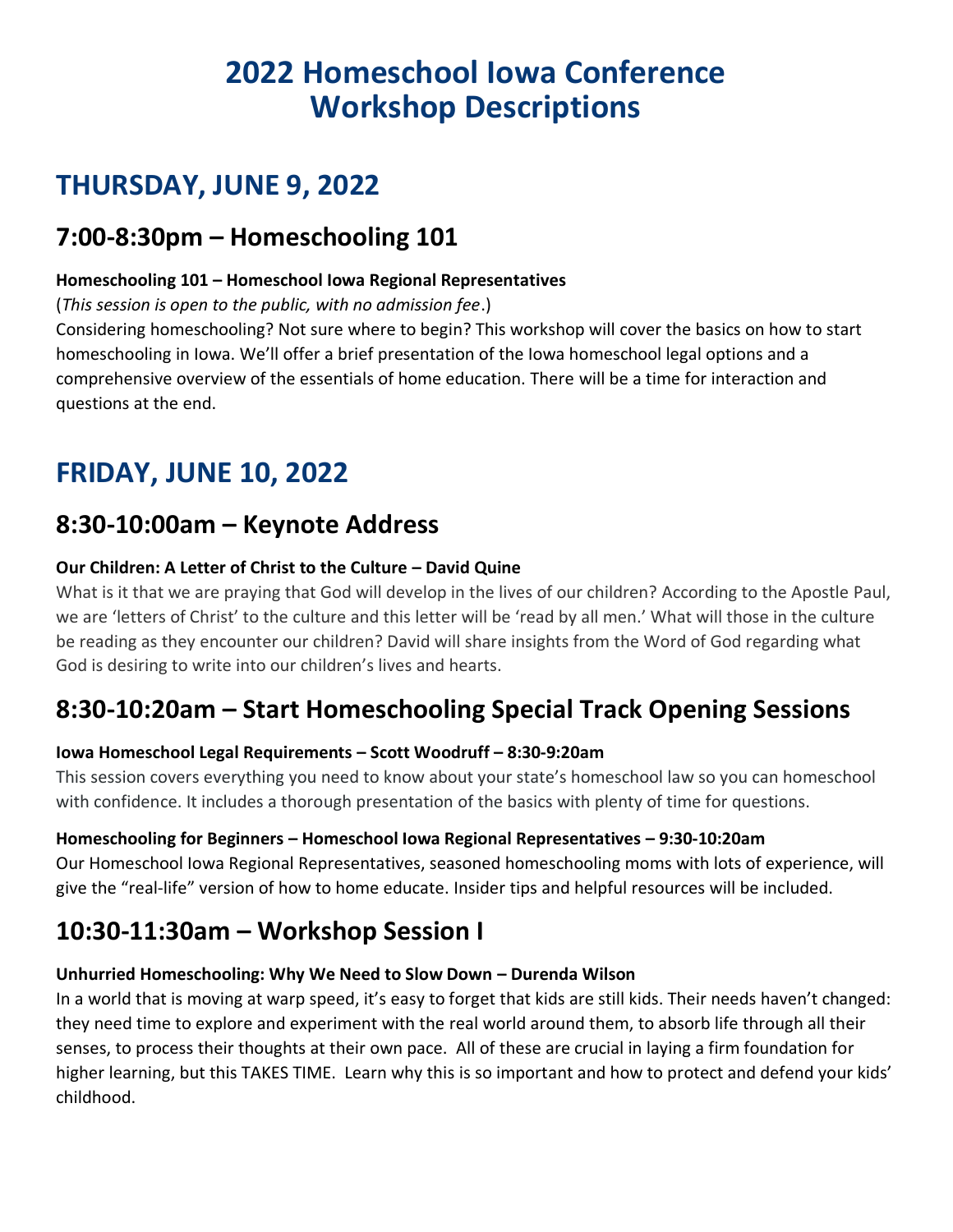# 2022 Homeschool Iowa Conference Workshop Descriptions

## THURSDAY, JUNE 9, 2022

### 7:00-8:30pm – Homeschooling 101

**Homeschooling 101 – Homeschool Iowa Regional Representatives**

(*This session is open to the public, with no admission fee*.)

Considering homeschooling? Not sure where to begin? This workshop will cover the basics on how to start homeschooling in Iowa. We'll offer a brief presentation of the Iowa homeschool legal options and a comprehensive overview of the essentials of home education. There will be a time for interaction and questions at the end.

## FRIDAY, JUNE 10, 2022

### 8:30-10:00am – Keynote Address

**Our Children: A Letter of Christ to the Culture – David Quine**

What is it that we are praying that God will develop in the lives of our children? According to the Apostle Paul, we are 'letters of Christ' to the culture and this letter will be 'read by all men.' What will those in the culture be reading as they encounter our children? David will share insights from the Word of God regarding what God is desiring to write into our children's lives and hearts.

### 8:30-10:20am – Start Homeschooling Special Track Opening Sessions

**Iowa Homeschool Legal Requirements – Scott Woodruff – 8:30-9:20am**

This session covers everything you need to know about your state's homeschool law so you can homeschool with confidence. It includes a thorough presentation of the basics with plenty of time for questions.

**Homeschooling for Beginners – Homeschool Iowa Regional Representatives – 9:30-10:20am**

Our Homeschool Iowa Regional Representatives, seasoned homeschooling moms with lots of experience, will give the "real-life" version of how to home educate. Insider tips and helpful resources will be included.

### 10:30-11:30am – Workshop Session I

**Unhurried Homeschooling: Why We Need to Slow Down – Durenda Wilson**

In a world that is moving at warp speed, it's easy to forget that kids are still kids. Their needs haven't changed: they need time to explore and experiment with the real world around them, to absorb life through all their senses, to process their thoughts at their own pace. All of these are crucial in laying a firm foundation for higher learning, but this TAKES TIME. Learn why this is so important and how to protect and defend your kids' childhood.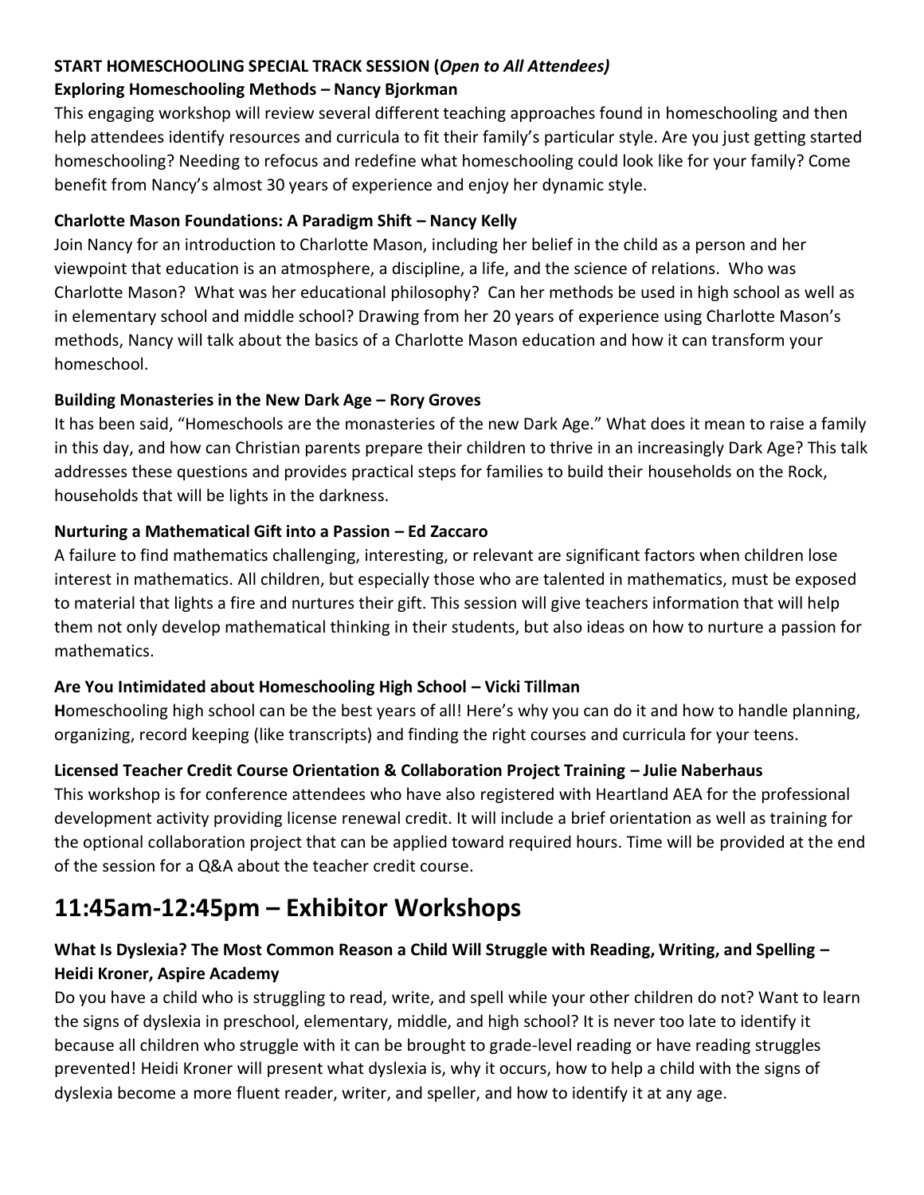**START HOMESCHOOLING SPECIAL TRACK SESSION (*Open to All Attendees)***

**Exploring Homeschooling Methods – Nancy Bjorkman**

This engaging workshop will review several different teaching approaches found in homeschooling and then help attendees identify resources and curricula to fit their family's particular style. Are you just getting started homeschooling? Needing to refocus and redefine what homeschooling could look like for your family? Come benefit from Nancy's almost 30 years of experience and enjoy her dynamic style.

**Charlotte Mason Foundations: A Paradigm Shift – Nancy Kelly**

Join Nancy for an introduction to Charlotte Mason, including her belief in the child as a person and her viewpoint that education is an atmosphere, a discipline, a life, and the science of relations. Who was Charlotte Mason? What was her educational philosophy? Can her methods be used in high school as well as in elementary school and middle school? Drawing from her 20 years of experience using Charlotte Mason's methods, Nancy will talk about the basics of a Charlotte Mason education and how it can transform your homeschool.

**Building Monasteries in the New Dark Age – Rory Groves**

It has been said, "Homeschools are the monasteries of the new Dark Age." What does it mean to raise a family in this day, and how can Christian parents prepare their children to thrive in an increasingly Dark Age? This talk addresses these questions and provides practical steps for families to build their households on the Rock, households that will be lights in the darkness.

**Nurturing a Mathematical Gift into a Passion – Ed Zaccaro**

A failure to find mathematics challenging, interesting, or relevant are significant factors when children lose interest in mathematics. All children, but especially those who are talented in mathematics, must be exposed to material that lights a fire and nurtures their gift. This session will give teachers information that will help them not only develop mathematical thinking in their students, but also ideas on how to nurture a passion for mathematics.

**Are You Intimidated about Homeschooling High School – Vicki Tillman**

**H**omeschooling high school can be the best years of all! Here's why you can do it and how to handle planning, organizing, record keeping (like transcripts) and finding the right courses and curricula for your teens.

**Licensed Teacher Credit Course Orientation & Collaboration Project Training – Julie Naberhaus**

This workshop is for conference attendees who have also registered with Heartland AEA for the professional development activity providing license renewal credit. It will include a brief orientation as well as training for the optional collaboration project that can be applied toward required hours. Time will be provided at the end of the session for a Q&A about the teacher credit course.

# 11:45am-12:45pm – Exhibitor Workshops

### What Is Dyslexia? The Most Common Reason a Child Will Struggle with Reading, Writing, and Spelling – Heidi Kroner, Aspire Academy

Do you have a child who is struggling to read, write, and spell while your other children do not? Want to learn the signs of dyslexia in preschool, elementary, middle, and high school? It is never too late to identify it because all children who struggle with it can be brought to grade-level reading or have reading struggles prevented! Heidi Kroner will present what dyslexia is, why it occurs, how to help a child with the signs of dyslexia become a more fluent reader, writer, and speller, and how to identify it at any age.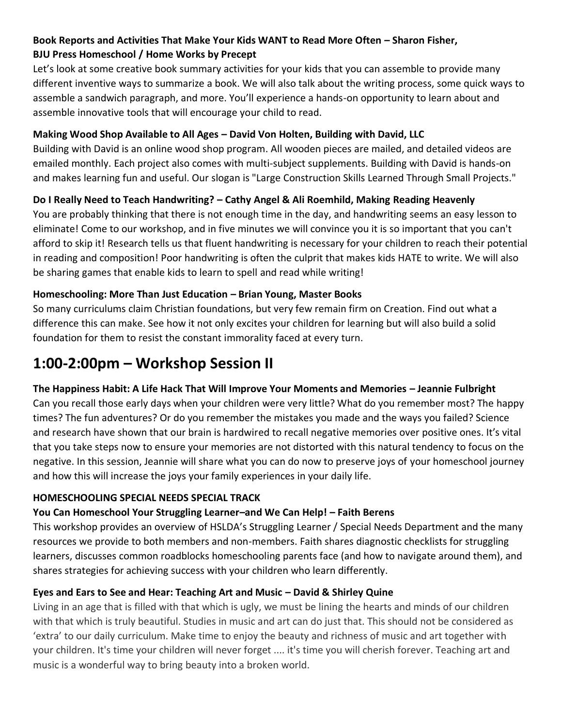**Book Reports and Activities That Make Your Kids WANT to Read More Often – Sharon Fisher, BJU Press Homeschool / Home Works by Precept**

Let's look at some creative book summary activities for your kids that you can assemble to provide many different inventive ways to summarize a book. We will also talk about the writing process, some quick ways to assemble a sandwich paragraph, and more. You'll experience a hands-on opportunity to learn about and assemble innovative tools that will encourage your child to read.

**Making Wood Shop Available to All Ages – David Von Holten, Building with David, LLC**

Building with David is an online wood shop program. All wooden pieces are mailed, and detailed videos are emailed monthly. Each project also comes with multi-subject supplements. Building with David is hands-on and makes learning fun and useful. Our slogan is "Large Construction Skills Learned Through Small Projects."

**Do I Really Need to Teach Handwriting? – Cathy Angel & Ali Roemhild, Making Reading Heavenly**

You are probably thinking that there is not enough time in the day, and handwriting seems an easy lesson to eliminate! Come to our workshop, and in five minutes we will convince you it is so important that you can't afford to skip it! Research tells us that fluent handwriting is necessary for your children to reach their potential in reading and composition! Poor handwriting is often the culprit that makes kids HATE to write. We will also be sharing games that enable kids to learn to spell and read while writing!

**Homeschooling: More Than Just Education – Brian Young, Master Books**

So many curriculums claim Christian foundations, but very few remain firm on Creation. Find out what a difference this can make. See how it not only excites your children for learning but will also build a solid foundation for them to resist the constant immorality faced at every turn.

# 1:00-2:00pm – Workshop Session II

**The Happiness Habit: A Life Hack That Will Improve Your Moments and Memories – Jeannie Fulbright**

Can you recall those early days when your children were very little? What do you remember most? The happy times? The fun adventures? Or do you remember the mistakes you made and the ways you failed? Science and research have shown that our brain is hardwired to recall negative memories over positive ones. It's vital that you take steps now to ensure your memories are not distorted with this natural tendency to focus on the negative. In this session, Jeannie will share what you can do now to preserve joys of your homeschool journey and how this will increase the joys your family experiences in your daily life.

**HOMESCHOOLING SPECIAL NEEDS SPECIAL TRACK**

**You Can Homeschool Your Struggling Learner–and We Can Help! – Faith Berens**

This workshop provides an overview of HSLDA's Struggling Learner / Special Needs Department and the many resources we provide to both members and non-members. Faith shares diagnostic checklists for struggling learners, discusses common roadblocks homeschooling parents face (and how to navigate around them), and shares strategies for achieving success with your children who learn differently.

**Eyes and Ears to See and Hear: Teaching Art and Music – David & Shirley Quine**

Living in an age that is filled with that which is ugly, we must be lining the hearts and minds of our children with that which is truly beautiful. Studies in music and art can do just that. This should not be considered as 'extra' to our daily curriculum. Make time to enjoy the beauty and richness of music and art together with your children. It's time your children will never forget .... it's time you will cherish forever. Teaching art and music is a wonderful way to bring beauty into a broken world.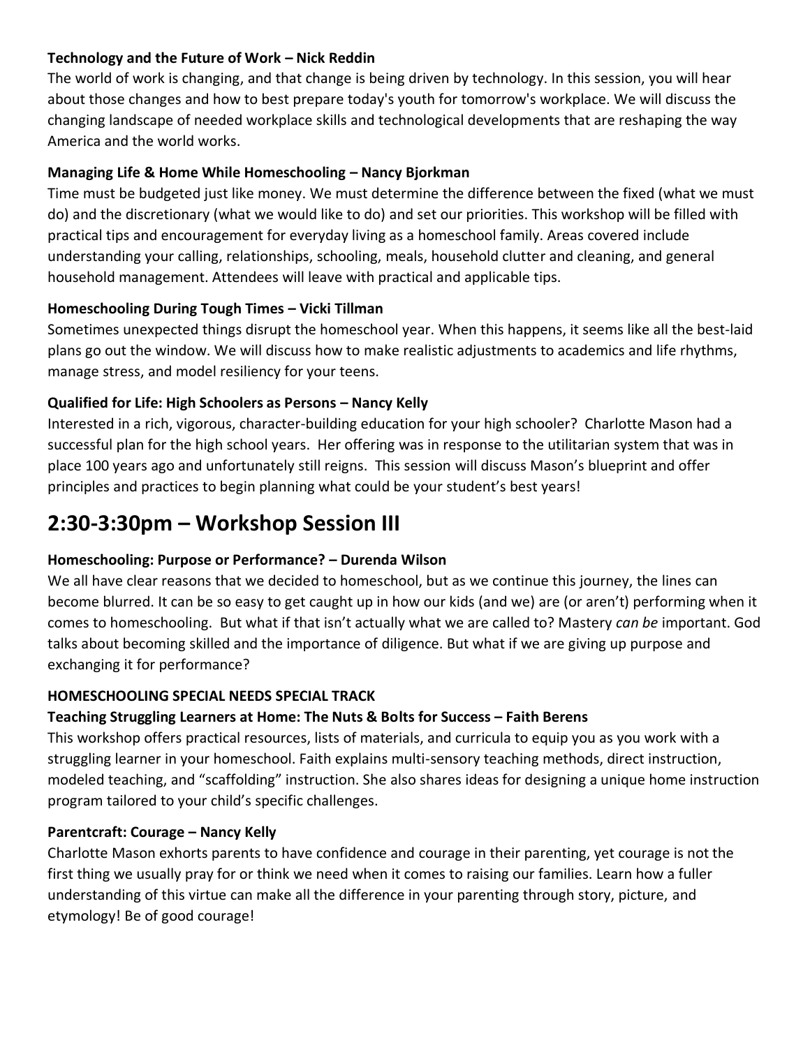**Technology and the Future of Work – Nick Reddin**

The world of work is changing, and that change is being driven by technology. In this session, you will hear about those changes and how to best prepare today's youth for tomorrow's workplace. We will discuss the changing landscape of needed workplace skills and technological developments that are reshaping the way America and the world works.

**Managing Life & Home While Homeschooling – Nancy Bjorkman**

Time must be budgeted just like money. We must determine the difference between the fixed (what we must do) and the discretionary (what we would like to do) and set our priorities. This workshop will be filled with practical tips and encouragement for everyday living as a homeschool family. Areas covered include understanding your calling, relationships, schooling, meals, household clutter and cleaning, and general household management. Attendees will leave with practical and applicable tips.

**Homeschooling During Tough Times – Vicki Tillman**

Sometimes unexpected things disrupt the homeschool year. When this happens, it seems like all the best-laid plans go out the window. We will discuss how to make realistic adjustments to academics and life rhythms, manage stress, and model resiliency for your teens.

**Qualified for Life: High Schoolers as Persons – Nancy Kelly**

Interested in a rich, vigorous, character-building education for your high schooler? Charlotte Mason had a successful plan for the high school years. Her offering was in response to the utilitarian system that was in place 100 years ago and unfortunately still reigns. This session will discuss Mason's blueprint and offer principles and practices to begin planning what could be your student's best years!

# 2:30-3:30pm – Workshop Session III

**Homeschooling: Purpose or Performance? – Durenda Wilson**

We all have clear reasons that we decided to homeschool, but as we continue this journey, the lines can become blurred. It can be so easy to get caught up in how our kids (and we) are (or aren't) performing when it comes to homeschooling. But what if that isn't actually what we are called to? Mastery *can be* important. God talks about becoming skilled and the importance of diligence. But what if we are giving up purpose and exchanging it for performance?

**HOMESCHOOLING SPECIAL NEEDS SPECIAL TRACK**

**Teaching Struggling Learners at Home: The Nuts & Bolts for Success – Faith Berens**

This workshop offers practical resources, lists of materials, and curricula to equip you as you work with a struggling learner in your homeschool. Faith explains multi-sensory teaching methods, direct instruction, modeled teaching, and "scaffolding" instruction. She also shares ideas for designing a unique home instruction program tailored to your child's specific challenges.

**Parentcraft: Courage – Nancy Kelly**

Charlotte Mason exhorts parents to have confidence and courage in their parenting, yet courage is not the first thing we usually pray for or think we need when it comes to raising our families. Learn how a fuller understanding of this virtue can make all the difference in your parenting through story, picture, and etymology! Be of good courage!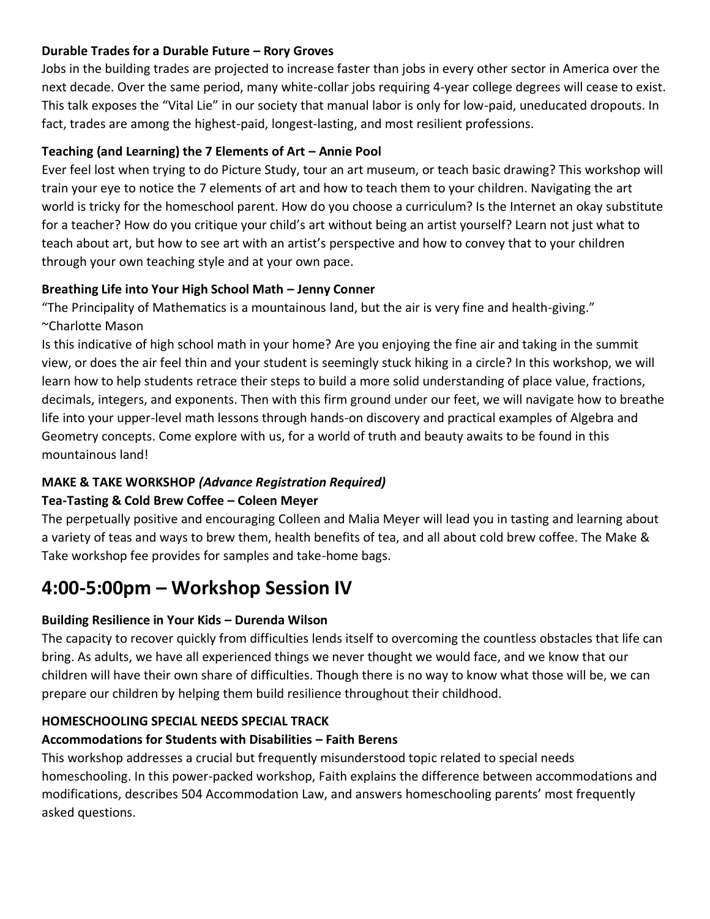**Durable Trades for a Durable Future – Rory Groves**

Jobs in the building trades are projected to increase faster than jobs in every other sector in America over the next decade. Over the same period, many white-collar jobs requiring 4-year college degrees will cease to exist. This talk exposes the "Vital Lie" in our society that manual labor is only for low-paid, uneducated dropouts. In fact, trades are among the highest-paid, longest-lasting, and most resilient professions.

**Teaching (and Learning) the 7 Elements of Art – Annie Pool**

Ever feel lost when trying to do Picture Study, tour an art museum, or teach basic drawing? This workshop will train your eye to notice the 7 elements of art and how to teach them to your children. Navigating the art world is tricky for the homeschool parent. How do you choose a curriculum? Is the Internet an okay substitute for a teacher? How do you critique your child's art without being an artist yourself? Learn not just what to teach about art, but how to see art with an artist's perspective and how to convey that to your children through your own teaching style and at your own pace.

**Breathing Life into Your High School Math – Jenny Conner**

"The Principality of Mathematics is a mountainous land, but the air is very fine and health-giving." ~Charlotte Mason

Is this indicative of high school math in your home? Are you enjoying the fine air and taking in the summit view, or does the air feel thin and your student is seemingly stuck hiking in a circle? In this workshop, we will learn how to help students retrace their steps to build a more solid understanding of place value, fractions, decimals, integers, and exponents. Then with this firm ground under our feet, we will navigate how to breathe life into your upper-level math lessons through hands-on discovery and practical examples of Algebra and Geometry concepts. Come explore with us, for a world of truth and beauty awaits to be found in this mountainous land!

**MAKE & TAKE WORKSHOP** ***(Advance Registration Required)***

**Tea-Tasting & Cold Brew Coffee – Coleen Meyer**

The perpetually positive and encouraging Colleen and Malia Meyer will lead you in tasting and learning about a variety of teas and ways to brew them, health benefits of tea, and all about cold brew coffee. The Make & Take workshop fee provides for samples and take-home bags.

# 4:00-5:00pm – Workshop Session IV

**Building Resilience in Your Kids – Durenda Wilson**

The capacity to recover quickly from difficulties lends itself to overcoming the countless obstacles that life can bring. As adults, we have all experienced things we never thought we would face, and we know that our children will have their own share of difficulties. Though there is no way to know what those will be, we can prepare our children by helping them build resilience throughout their childhood.

**HOMESCHOOLING SPECIAL NEEDS SPECIAL TRACK**

**Accommodations for Students with Disabilities – Faith Berens**

This workshop addresses a crucial but frequently misunderstood topic related to special needs homeschooling. In this power-packed workshop, Faith explains the difference between accommodations and modifications, describes 504 Accommodation Law, and answers homeschooling parents' most frequently asked questions.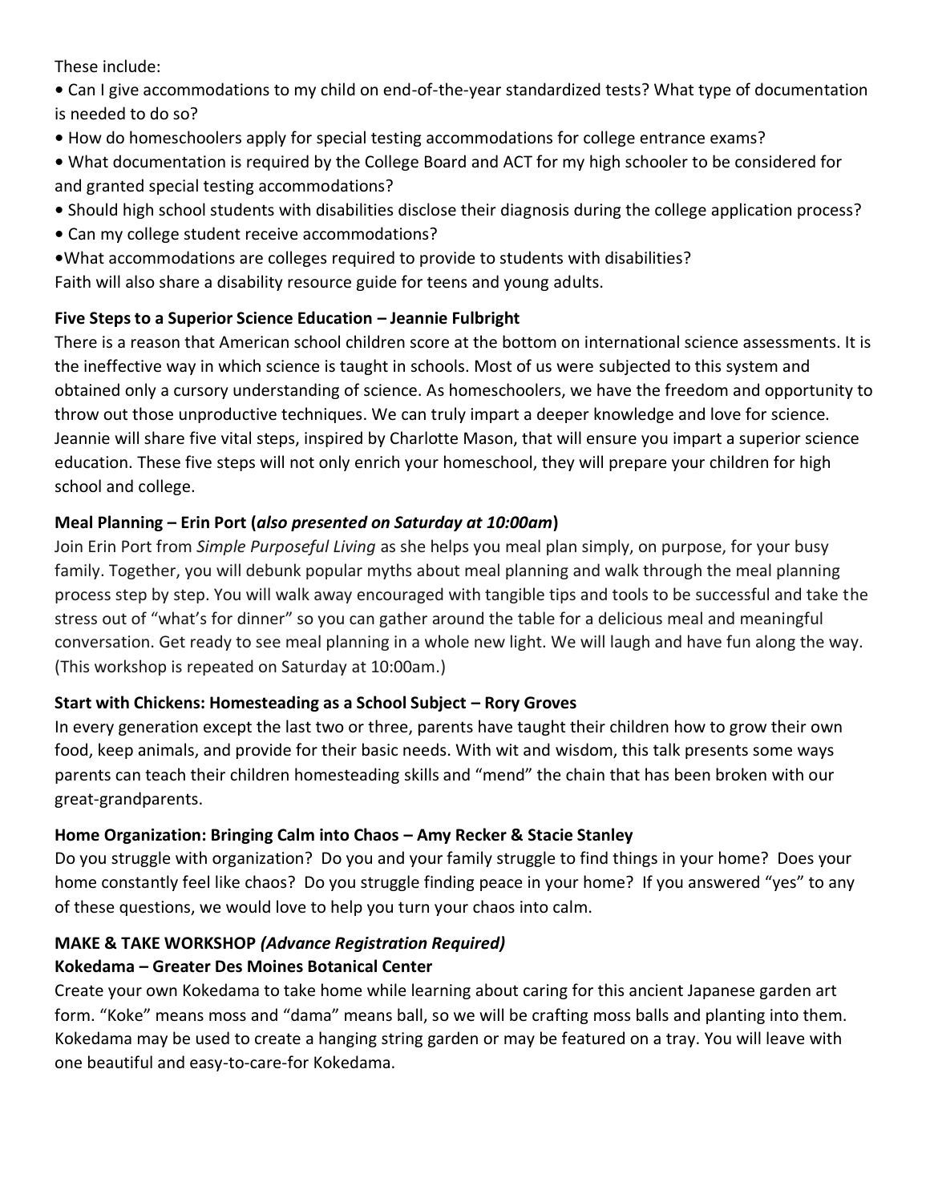These include:

- Can I give accommodations to my child on end-of-the-year standardized tests? What type of documentation is needed to do so?
- How do homeschoolers apply for special testing accommodations for college entrance exams?
- What documentation is required by the College Board and ACT for my high schooler to be considered for and granted special testing accommodations?
- Should high school students with disabilities disclose their diagnosis during the college application process?
- Can my college student receive accommodations?
- What accommodations are colleges required to provide to students with disabilities?

Faith will also share a disability resource guide for teens and young adults.

**Five Steps to a Superior Science Education – Jeannie Fulbright**

There is a reason that American school children score at the bottom on international science assessments. It is the ineffective way in which science is taught in schools. Most of us were subjected to this system and obtained only a cursory understanding of science. As homeschoolers, we have the freedom and opportunity to throw out those unproductive techniques. We can truly impart a deeper knowledge and love for science. Jeannie will share five vital steps, inspired by Charlotte Mason, that will ensure you impart a superior science education. These five steps will not only enrich your homeschool, they will prepare your children for high school and college.

**Meal Planning – Erin Port (*also presented on Saturday at 10:00am*)**

Join Erin Port from *Simple Purposeful Living* as she helps you meal plan simply, on purpose, for your busy family. Together, you will debunk popular myths about meal planning and walk through the meal planning process step by step. You will walk away encouraged with tangible tips and tools to be successful and take the stress out of "what's for dinner" so you can gather around the table for a delicious meal and meaningful conversation. Get ready to see meal planning in a whole new light. We will laugh and have fun along the way. (This workshop is repeated on Saturday at 10:00am.)

**Start with Chickens: Homesteading as a School Subject – Rory Groves**

In every generation except the last two or three, parents have taught their children how to grow their own food, keep animals, and provide for their basic needs. With wit and wisdom, this talk presents some ways parents can teach their children homesteading skills and "mend" the chain that has been broken with our great-grandparents.

**Home Organization: Bringing Calm into Chaos – Amy Recker & Stacie Stanley**

Do you struggle with organization? Do you and your family struggle to find things in your home? Does your home constantly feel like chaos? Do you struggle finding peace in your home? If you answered "yes" to any of these questions, we would love to help you turn your chaos into calm.

**MAKE & TAKE WORKSHOP *(Advance Registration Required)***

**Kokedama – Greater Des Moines Botanical Center**

Create your own Kokedama to take home while learning about caring for this ancient Japanese garden art form. "Koke" means moss and "dama" means ball, so we will be crafting moss balls and planting into them. Kokedama may be used to create a hanging string garden or may be featured on a tray. You will leave with one beautiful and easy-to-care-for Kokedama.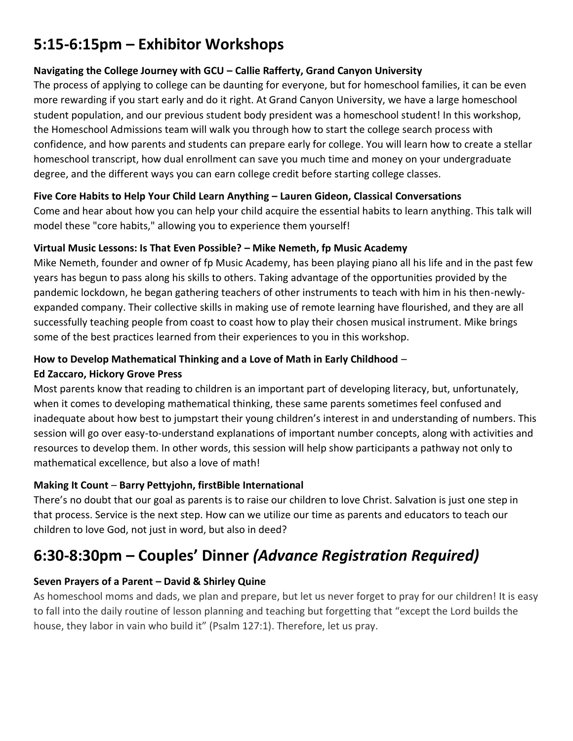## 5:15-6:15pm – Exhibitor Workshops

**Navigating the College Journey with GCU – Callie Rafferty, Grand Canyon University**

The process of applying to college can be daunting for everyone, but for homeschool families, it can be even more rewarding if you start early and do it right. At Grand Canyon University, we have a large homeschool student population, and our previous student body president was a homeschool student! In this workshop, the Homeschool Admissions team will walk you through how to start the college search process with confidence, and how parents and students can prepare early for college. You will learn how to create a stellar homeschool transcript, how dual enrollment can save you much time and money on your undergraduate degree, and the different ways you can earn college credit before starting college classes.

**Five Core Habits to Help Your Child Learn Anything – Lauren Gideon, Classical Conversations**

Come and hear about how you can help your child acquire the essential habits to learn anything. This talk will model these "core habits," allowing you to experience them yourself!

**Virtual Music Lessons: Is That Even Possible? – Mike Nemeth, fp Music Academy**

Mike Nemeth, founder and owner of fp Music Academy, has been playing piano all his life and in the past few years has begun to pass along his skills to others. Taking advantage of the opportunities provided by the pandemic lockdown, he began gathering teachers of other instruments to teach with him in his then-newly-expanded company. Their collective skills in making use of remote learning have flourished, and they are all successfully teaching people from coast to coast how to play their chosen musical instrument. Mike brings some of the best practices learned from their experiences to you in this workshop.

**How to Develop Mathematical Thinking and a Love of Math in Early Childhood – Ed Zaccaro, Hickory Grove Press**

Most parents know that reading to children is an important part of developing literacy, but, unfortunately, when it comes to developing mathematical thinking, these same parents sometimes feel confused and inadequate about how best to jumpstart their young children's interest in and understanding of numbers. This session will go over easy-to-understand explanations of important number concepts, along with activities and resources to develop them. In other words, this session will help show participants a pathway not only to mathematical excellence, but also a love of math!

**Making It Count – Barry Pettyjohn, firstBible International**

There's no doubt that our goal as parents is to raise our children to love Christ. Salvation is just one step in that process. Service is the next step. How can we utilize our time as parents and educators to teach our children to love God, not just in word, but also in deed?

## 6:30-8:30pm – Couples' Dinner *(Advance Registration Required)*

**Seven Prayers of a Parent – David & Shirley Quine**

As homeschool moms and dads, we plan and prepare, but let us never forget to pray for our children! It is easy to fall into the daily routine of lesson planning and teaching but forgetting that "except the Lord builds the house, they labor in vain who build it" (Psalm 127:1). Therefore, let us pray.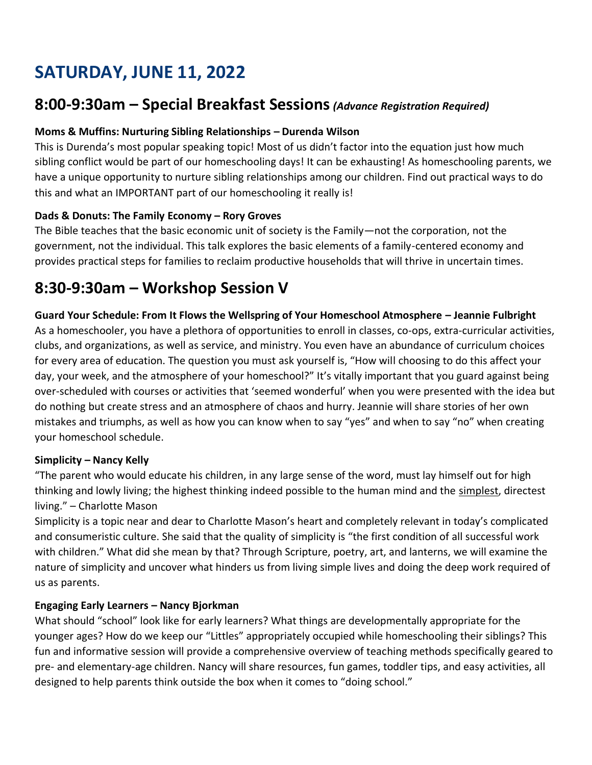# SATURDAY, JUNE 11, 2022

## 8:00-9:30am – Special Breakfast Sessions *(Advance Registration Required)*

**Moms & Muffins: Nurturing Sibling Relationships – Durenda Wilson**

This is Durenda's most popular speaking topic! Most of us didn't factor into the equation just how much sibling conflict would be part of our homeschooling days! It can be exhausting! As homeschooling parents, we have a unique opportunity to nurture sibling relationships among our children. Find out practical ways to do this and what an IMPORTANT part of our homeschooling it really is!

**Dads & Donuts: The Family Economy – Rory Groves**

The Bible teaches that the basic economic unit of society is the Family—not the corporation, not the government, not the individual. This talk explores the basic elements of a family-centered economy and provides practical steps for families to reclaim productive households that will thrive in uncertain times.

## 8:30-9:30am – Workshop Session V

**Guard Your Schedule: From It Flows the Wellspring of Your Homeschool Atmosphere – Jeannie Fulbright**

As a homeschooler, you have a plethora of opportunities to enroll in classes, co-ops, extra-curricular activities, clubs, and organizations, as well as service, and ministry. You even have an abundance of curriculum choices for every area of education. The question you must ask yourself is, "How will choosing to do this affect your day, your week, and the atmosphere of your homeschool?" It's vitally important that you guard against being over-scheduled with courses or activities that 'seemed wonderful' when you were presented with the idea but do nothing but create stress and an atmosphere of chaos and hurry. Jeannie will share stories of her own mistakes and triumphs, as well as how you can know when to say "yes" and when to say "no" when creating your homeschool schedule.

**Simplicity – Nancy Kelly**

"The parent who would educate his children, in any large sense of the word, must lay himself out for high thinking and lowly living; the highest thinking indeed possible to the human mind and the simplest, directest living." – Charlotte Mason

Simplicity is a topic near and dear to Charlotte Mason's heart and completely relevant in today's complicated and consumeristic culture. She said that the quality of simplicity is "the first condition of all successful work with children." What did she mean by that? Through Scripture, poetry, art, and lanterns, we will examine the nature of simplicity and uncover what hinders us from living simple lives and doing the deep work required of us as parents.

**Engaging Early Learners – Nancy Bjorkman**

What should "school" look like for early learners? What things are developmentally appropriate for the younger ages? How do we keep our "Littles" appropriately occupied while homeschooling their siblings? This fun and informative session will provide a comprehensive overview of teaching methods specifically geared to pre- and elementary-age children. Nancy will share resources, fun games, toddler tips, and easy activities, all designed to help parents think outside the box when it comes to "doing school."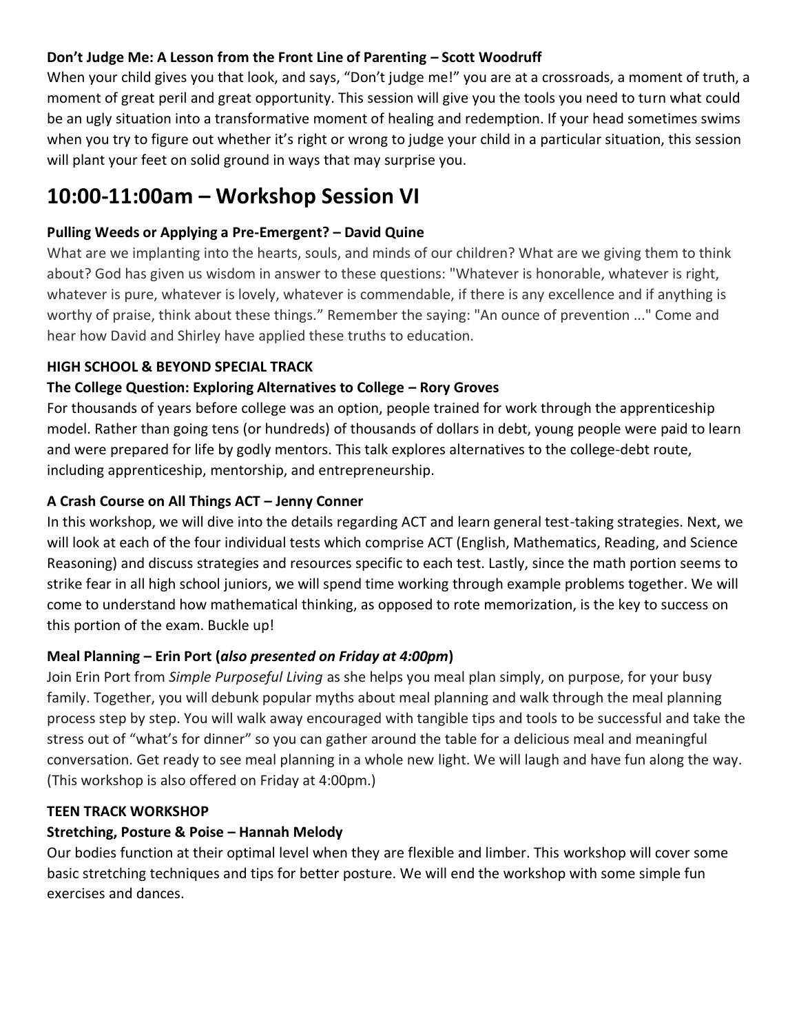**Don't Judge Me: A Lesson from the Front Line of Parenting – Scott Woodruff**

When your child gives you that look, and says, "Don't judge me!" you are at a crossroads, a moment of truth, a moment of great peril and great opportunity. This session will give you the tools you need to turn what could be an ugly situation into a transformative moment of healing and redemption. If your head sometimes swims when you try to figure out whether it's right or wrong to judge your child in a particular situation, this session will plant your feet on solid ground in ways that may surprise you.

# 10:00-11:00am – Workshop Session VI

**Pulling Weeds or Applying a Pre-Emergent? – David Quine**

What are we implanting into the hearts, souls, and minds of our children? What are we giving them to think about? God has given us wisdom in answer to these questions: "Whatever is honorable, whatever is right, whatever is pure, whatever is lovely, whatever is commendable, if there is any excellence and if anything is worthy of praise, think about these things." Remember the saying: "An ounce of prevention ..." Come and hear how David and Shirley have applied these truths to education.

**HIGH SCHOOL & BEYOND SPECIAL TRACK**

**The College Question: Exploring Alternatives to College – Rory Groves**

For thousands of years before college was an option, people trained for work through the apprenticeship model. Rather than going tens (or hundreds) of thousands of dollars in debt, young people were paid to learn and were prepared for life by godly mentors. This talk explores alternatives to the college-debt route, including apprenticeship, mentorship, and entrepreneurship.

**A Crash Course on All Things ACT – Jenny Conner**

In this workshop, we will dive into the details regarding ACT and learn general test-taking strategies. Next, we will look at each of the four individual tests which comprise ACT (English, Mathematics, Reading, and Science Reasoning) and discuss strategies and resources specific to each test. Lastly, since the math portion seems to strike fear in all high school juniors, we will spend time working through example problems together. We will come to understand how mathematical thinking, as opposed to rote memorization, is the key to success on this portion of the exam. Buckle up!

**Meal Planning – Erin Port (*also presented on Friday at 4:00pm*)**

Join Erin Port from *Simple Purposeful Living* as she helps you meal plan simply, on purpose, for your busy family. Together, you will debunk popular myths about meal planning and walk through the meal planning process step by step. You will walk away encouraged with tangible tips and tools to be successful and take the stress out of "what's for dinner" so you can gather around the table for a delicious meal and meaningful conversation. Get ready to see meal planning in a whole new light. We will laugh and have fun along the way. (This workshop is also offered on Friday at 4:00pm.)

**TEEN TRACK WORKSHOP**

**Stretching, Posture & Poise – Hannah Melody**

Our bodies function at their optimal level when they are flexible and limber. This workshop will cover some basic stretching techniques and tips for better posture. We will end the workshop with some simple fun exercises and dances.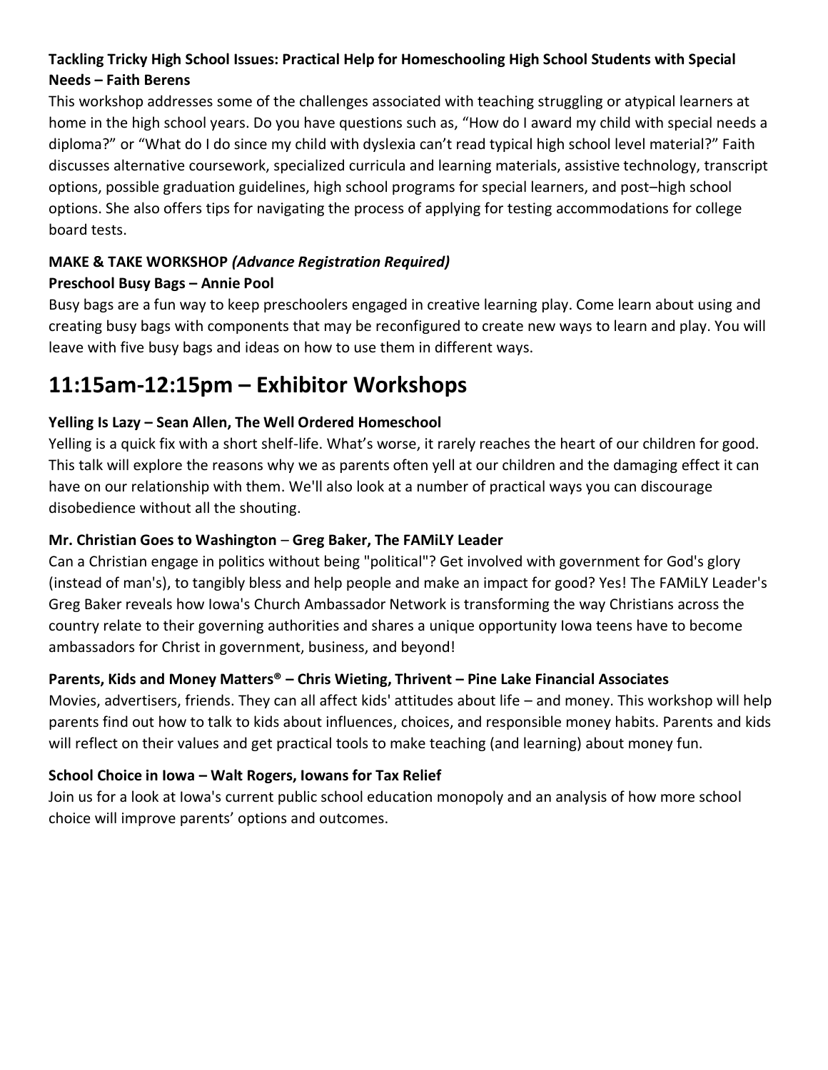**Tackling Tricky High School Issues: Practical Help for Homeschooling High School Students with Special Needs – Faith Berens**

This workshop addresses some of the challenges associated with teaching struggling or atypical learners at home in the high school years. Do you have questions such as, "How do I award my child with special needs a diploma?" or "What do I do since my child with dyslexia can't read typical high school level material?" Faith discusses alternative coursework, specialized curricula and learning materials, assistive technology, transcript options, possible graduation guidelines, high school programs for special learners, and post–high school options. She also offers tips for navigating the process of applying for testing accommodations for college board tests.

**MAKE & TAKE WORKSHOP** ***(Advance Registration Required)***

**Preschool Busy Bags – Annie Pool**

Busy bags are a fun way to keep preschoolers engaged in creative learning play. Come learn about using and creating busy bags with components that may be reconfigured to create new ways to learn and play. You will leave with five busy bags and ideas on how to use them in different ways.

# 11:15am-12:15pm – Exhibitor Workshops

**Yelling Is Lazy – Sean Allen, The Well Ordered Homeschool**

Yelling is a quick fix with a short shelf-life. What's worse, it rarely reaches the heart of our children for good. This talk will explore the reasons why we as parents often yell at our children and the damaging effect it can have on our relationship with them. We'll also look at a number of practical ways you can discourage disobedience without all the shouting.

**Mr. Christian Goes to Washington – Greg Baker, The FAMiLY Leader**

Can a Christian engage in politics without being "political"? Get involved with government for God's glory (instead of man's), to tangibly bless and help people and make an impact for good? Yes! The FAMiLY Leader's Greg Baker reveals how Iowa's Church Ambassador Network is transforming the way Christians across the country relate to their governing authorities and shares a unique opportunity Iowa teens have to become ambassadors for Christ in government, business, and beyond!

**Parents, Kids and Money Matters® – Chris Wieting, Thrivent – Pine Lake Financial Associates**

Movies, advertisers, friends. They can all affect kids' attitudes about life – and money. This workshop will help parents find out how to talk to kids about influences, choices, and responsible money habits. Parents and kids will reflect on their values and get practical tools to make teaching (and learning) about money fun.

**School Choice in Iowa – Walt Rogers, Iowans for Tax Relief**

Join us for a look at Iowa's current public school education monopoly and an analysis of how more school choice will improve parents' options and outcomes.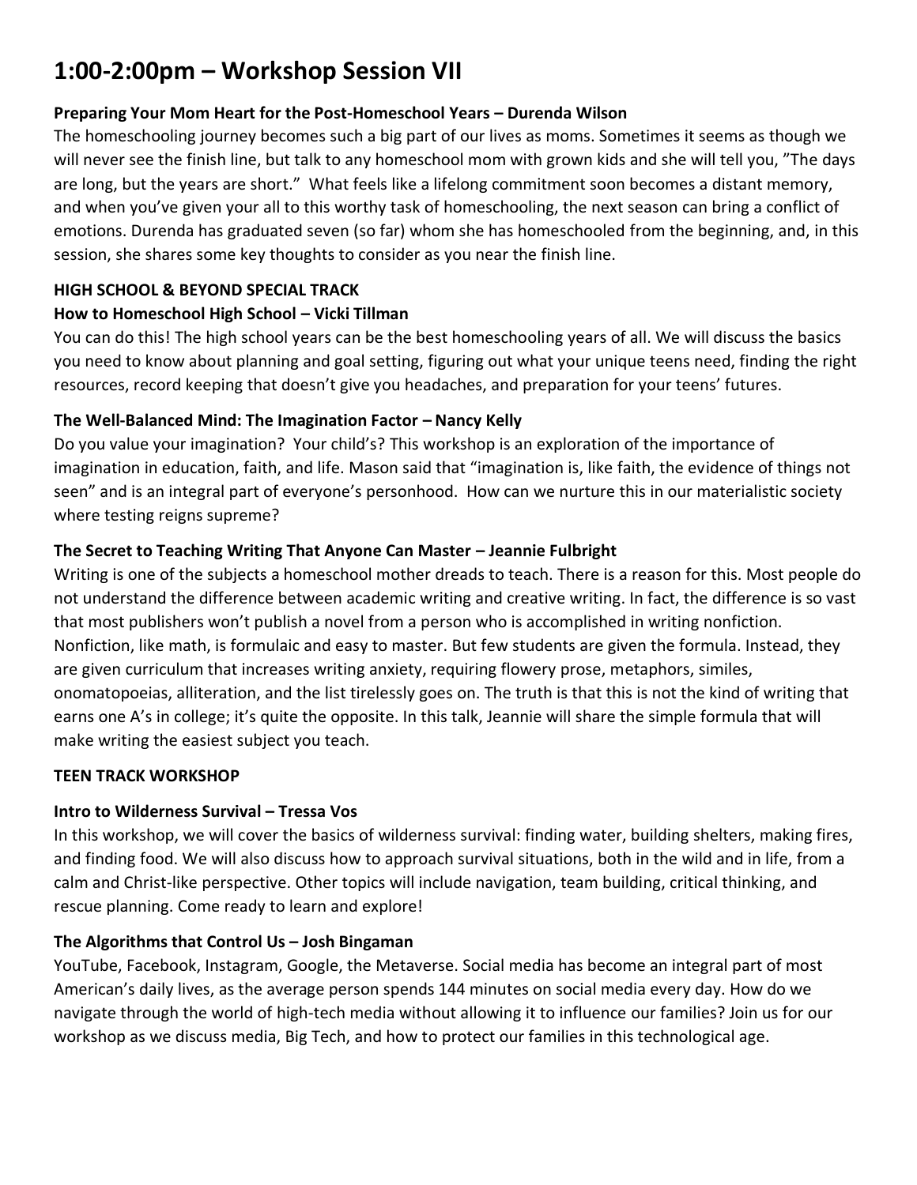# 1:00-2:00pm – Workshop Session VII

**Preparing Your Mom Heart for the Post-Homeschool Years – Durenda Wilson**

The homeschooling journey becomes such a big part of our lives as moms. Sometimes it seems as though we will never see the finish line, but talk to any homeschool mom with grown kids and she will tell you, "The days are long, but the years are short." What feels like a lifelong commitment soon becomes a distant memory, and when you've given your all to this worthy task of homeschooling, the next season can bring a conflict of emotions. Durenda has graduated seven (so far) whom she has homeschooled from the beginning, and, in this session, she shares some key thoughts to consider as you near the finish line.

**HIGH SCHOOL & BEYOND SPECIAL TRACK**

**How to Homeschool High School – Vicki Tillman**

You can do this! The high school years can be the best homeschooling years of all. We will discuss the basics you need to know about planning and goal setting, figuring out what your unique teens need, finding the right resources, record keeping that doesn't give you headaches, and preparation for your teens' futures.

**The Well-Balanced Mind: The Imagination Factor – Nancy Kelly**

Do you value your imagination? Your child's? This workshop is an exploration of the importance of imagination in education, faith, and life. Mason said that "imagination is, like faith, the evidence of things not seen" and is an integral part of everyone's personhood. How can we nurture this in our materialistic society where testing reigns supreme?

**The Secret to Teaching Writing That Anyone Can Master – Jeannie Fulbright**

Writing is one of the subjects a homeschool mother dreads to teach. There is a reason for this. Most people do not understand the difference between academic writing and creative writing. In fact, the difference is so vast that most publishers won't publish a novel from a person who is accomplished in writing nonfiction. Nonfiction, like math, is formulaic and easy to master. But few students are given the formula. Instead, they are given curriculum that increases writing anxiety, requiring flowery prose, metaphors, similes, onomatopoeias, alliteration, and the list tirelessly goes on. The truth is that this is not the kind of writing that earns one A's in college; it's quite the opposite. In this talk, Jeannie will share the simple formula that will make writing the easiest subject you teach.

**TEEN TRACK WORKSHOP**

**Intro to Wilderness Survival – Tressa Vos**

In this workshop, we will cover the basics of wilderness survival: finding water, building shelters, making fires, and finding food. We will also discuss how to approach survival situations, both in the wild and in life, from a calm and Christ-like perspective. Other topics will include navigation, team building, critical thinking, and rescue planning. Come ready to learn and explore!

**The Algorithms that Control Us – Josh Bingaman**

YouTube, Facebook, Instagram, Google, the Metaverse. Social media has become an integral part of most American's daily lives, as the average person spends 144 minutes on social media every day. How do we navigate through the world of high-tech media without allowing it to influence our families? Join us for our workshop as we discuss media, Big Tech, and how to protect our families in this technological age.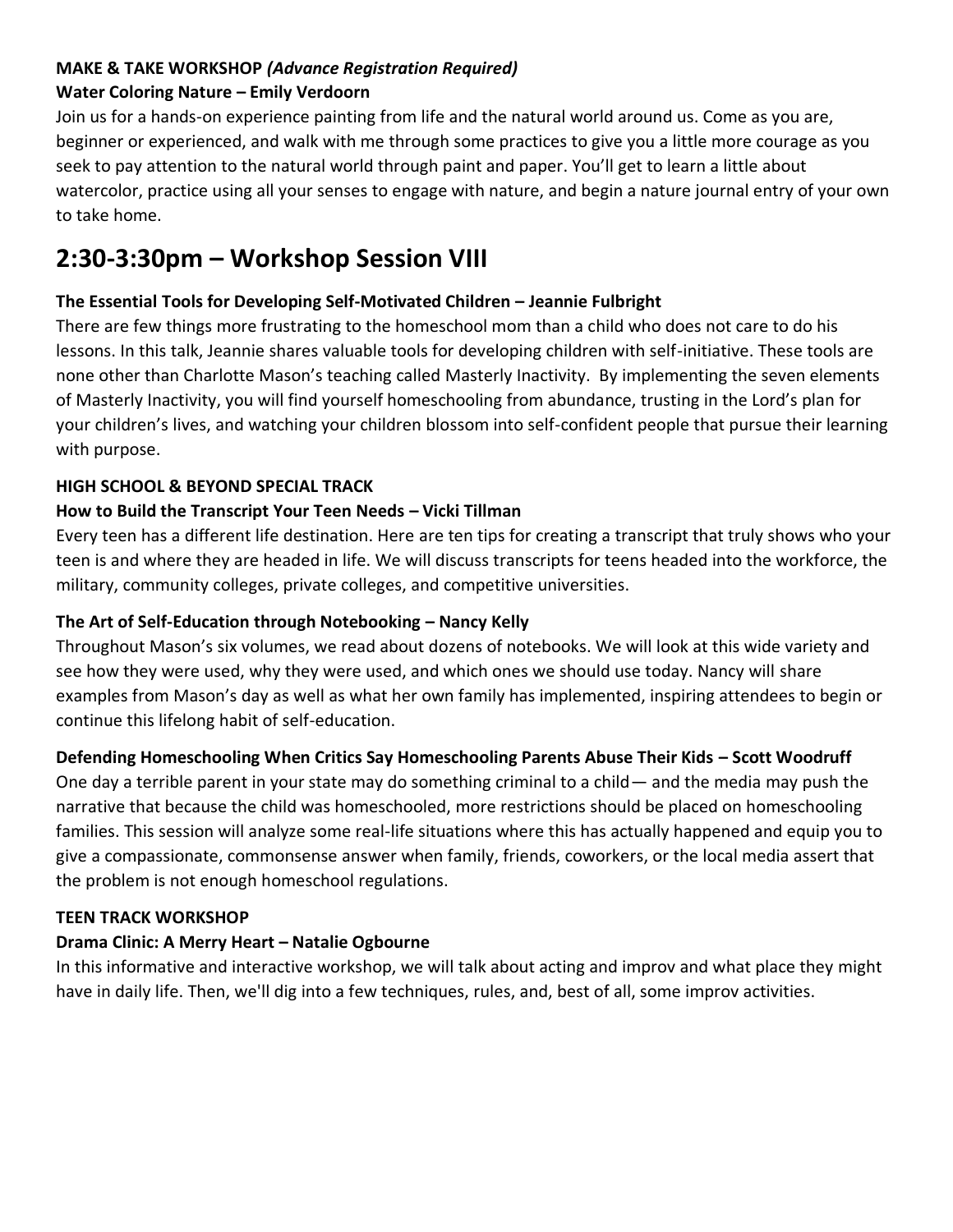**MAKE & TAKE WORKSHOP** ***(Advance Registration Required)***

**Water Coloring Nature – Emily Verdoorn**

Join us for a hands-on experience painting from life and the natural world around us. Come as you are, beginner or experienced, and walk with me through some practices to give you a little more courage as you seek to pay attention to the natural world through paint and paper. You'll get to learn a little about watercolor, practice using all your senses to engage with nature, and begin a nature journal entry of your own to take home.

# 2:30-3:30pm – Workshop Session VIII

**The Essential Tools for Developing Self-Motivated Children – Jeannie Fulbright**

There are few things more frustrating to the homeschool mom than a child who does not care to do his lessons. In this talk, Jeannie shares valuable tools for developing children with self-initiative. These tools are none other than Charlotte Mason's teaching called Masterly Inactivity. By implementing the seven elements of Masterly Inactivity, you will find yourself homeschooling from abundance, trusting in the Lord's plan for your children's lives, and watching your children blossom into self-confident people that pursue their learning with purpose.

**HIGH SCHOOL & BEYOND SPECIAL TRACK**

**How to Build the Transcript Your Teen Needs – Vicki Tillman**

Every teen has a different life destination. Here are ten tips for creating a transcript that truly shows who your teen is and where they are headed in life. We will discuss transcripts for teens headed into the workforce, the military, community colleges, private colleges, and competitive universities.

**The Art of Self-Education through Notebooking – Nancy Kelly**

Throughout Mason's six volumes, we read about dozens of notebooks. We will look at this wide variety and see how they were used, why they were used, and which ones we should use today. Nancy will share examples from Mason's day as well as what her own family has implemented, inspiring attendees to begin or continue this lifelong habit of self-education.

**Defending Homeschooling When Critics Say Homeschooling Parents Abuse Their Kids – Scott Woodruff**

One day a terrible parent in your state may do something criminal to a child— and the media may push the narrative that because the child was homeschooled, more restrictions should be placed on homeschooling families. This session will analyze some real-life situations where this has actually happened and equip you to give a compassionate, commonsense answer when family, friends, coworkers, or the local media assert that the problem is not enough homeschool regulations.

**TEEN TRACK WORKSHOP**

**Drama Clinic: A Merry Heart – Natalie Ogbourne**

In this informative and interactive workshop, we will talk about acting and improv and what place they might have in daily life. Then, we'll dig into a few techniques, rules, and, best of all, some improv activities.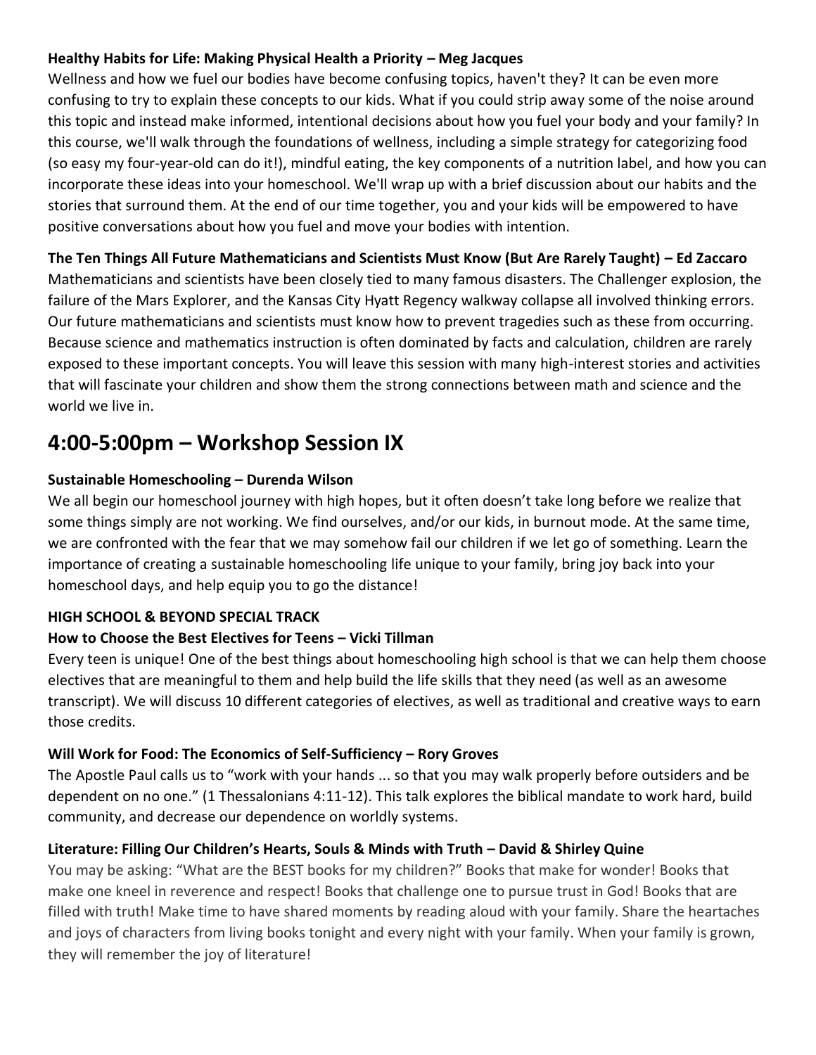**Healthy Habits for Life: Making Physical Health a Priority – Meg Jacques**

Wellness and how we fuel our bodies have become confusing topics, haven't they? It can be even more confusing to try to explain these concepts to our kids. What if you could strip away some of the noise around this topic and instead make informed, intentional decisions about how you fuel your body and your family? In this course, we'll walk through the foundations of wellness, including a simple strategy for categorizing food (so easy my four-year-old can do it!), mindful eating, the key components of a nutrition label, and how you can incorporate these ideas into your homeschool. We'll wrap up with a brief discussion about our habits and the stories that surround them. At the end of our time together, you and your kids will be empowered to have positive conversations about how you fuel and move your bodies with intention.

**The Ten Things All Future Mathematicians and Scientists Must Know (But Are Rarely Taught) – Ed Zaccaro**

Mathematicians and scientists have been closely tied to many famous disasters. The Challenger explosion, the failure of the Mars Explorer, and the Kansas City Hyatt Regency walkway collapse all involved thinking errors. Our future mathematicians and scientists must know how to prevent tragedies such as these from occurring. Because science and mathematics instruction is often dominated by facts and calculation, children are rarely exposed to these important concepts. You will leave this session with many high-interest stories and activities that will fascinate your children and show them the strong connections between math and science and the world we live in.

## 4:00-5:00pm – Workshop Session IX

**Sustainable Homeschooling – Durenda Wilson**

We all begin our homeschool journey with high hopes, but it often doesn't take long before we realize that some things simply are not working. We find ourselves, and/or our kids, in burnout mode. At the same time, we are confronted with the fear that we may somehow fail our children if we let go of something. Learn the importance of creating a sustainable homeschooling life unique to your family, bring joy back into your homeschool days, and help equip you to go the distance!

**HIGH SCHOOL & BEYOND SPECIAL TRACK**

**How to Choose the Best Electives for Teens – Vicki Tillman**

Every teen is unique! One of the best things about homeschooling high school is that we can help them choose electives that are meaningful to them and help build the life skills that they need (as well as an awesome transcript). We will discuss 10 different categories of electives, as well as traditional and creative ways to earn those credits.

**Will Work for Food: The Economics of Self-Sufficiency – Rory Groves**

The Apostle Paul calls us to "work with your hands ... so that you may walk properly before outsiders and be dependent on no one." (1 Thessalonians 4:11-12). This talk explores the biblical mandate to work hard, build community, and decrease our dependence on worldly systems.

**Literature: Filling Our Children's Hearts, Souls & Minds with Truth – David & Shirley Quine**

You may be asking: "What are the BEST books for my children?" Books that make for wonder! Books that make one kneel in reverence and respect! Books that challenge one to pursue trust in God! Books that are filled with truth! Make time to have shared moments by reading aloud with your family. Share the heartaches and joys of characters from living books tonight and every night with your family. When your family is grown, they will remember the joy of literature!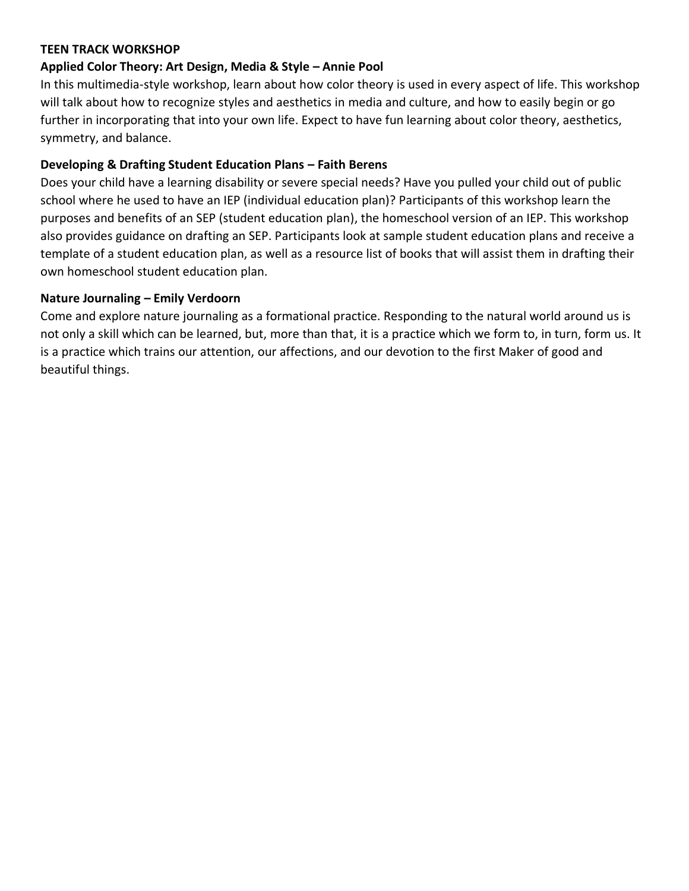**TEEN TRACK WORKSHOP**

**Applied Color Theory: Art Design, Media & Style – Annie Pool**

In this multimedia-style workshop, learn about how color theory is used in every aspect of life. This workshop will talk about how to recognize styles and aesthetics in media and culture, and how to easily begin or go further in incorporating that into your own life. Expect to have fun learning about color theory, aesthetics, symmetry, and balance.

**Developing & Drafting Student Education Plans – Faith Berens**

Does your child have a learning disability or severe special needs? Have you pulled your child out of public school where he used to have an IEP (individual education plan)? Participants of this workshop learn the purposes and benefits of an SEP (student education plan), the homeschool version of an IEP. This workshop also provides guidance on drafting an SEP. Participants look at sample student education plans and receive a template of a student education plan, as well as a resource list of books that will assist them in drafting their own homeschool student education plan.

**Nature Journaling – Emily Verdoorn**

Come and explore nature journaling as a formational practice. Responding to the natural world around us is not only a skill which can be learned, but, more than that, it is a practice which we form to, in turn, form us. It is a practice which trains our attention, our affections, and our devotion to the first Maker of good and beautiful things.